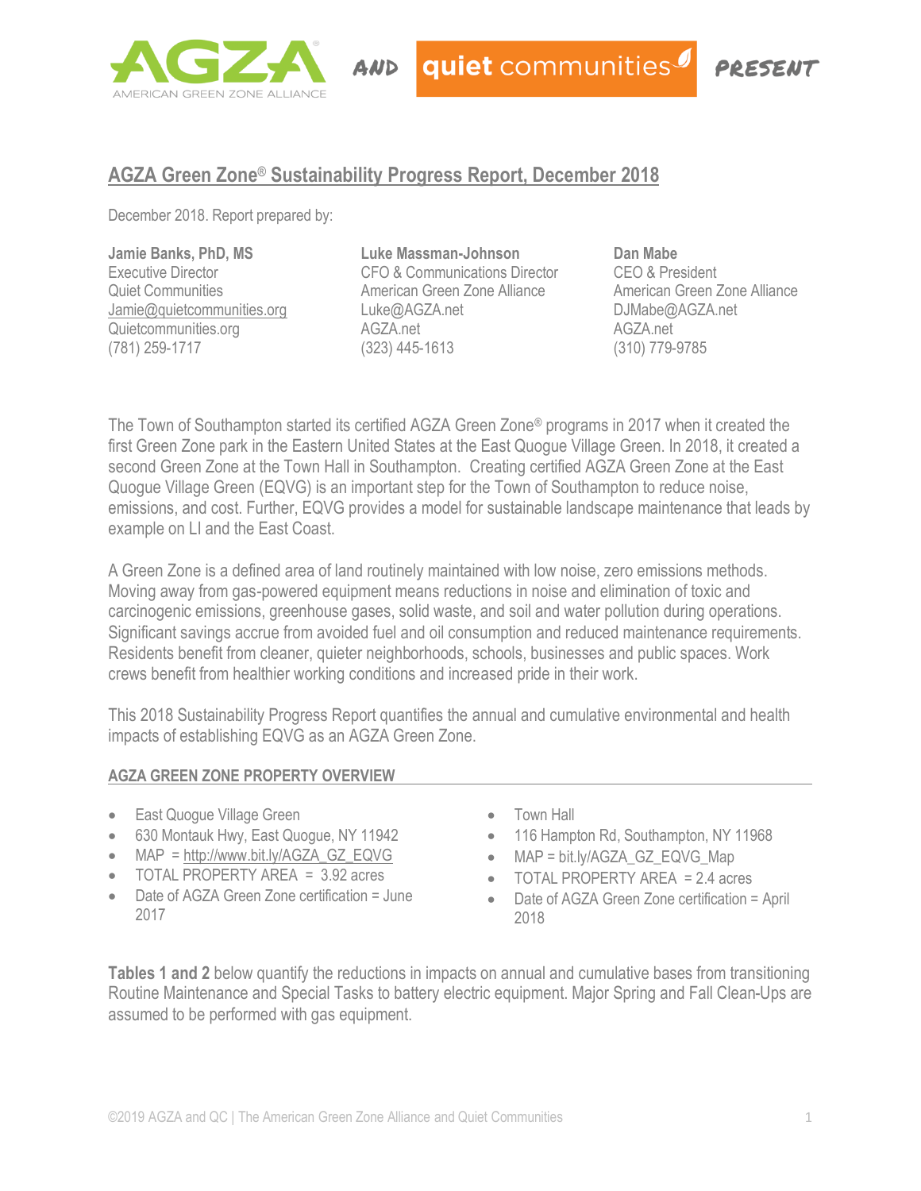AGZA AMERICAN GREEN ZONE ALLIANCE AND quiet communities PRESENT

# AGZA Green Zone® Sustainability Progress Report, December 2018

December 2018. Report prepared by:

**Jamie Banks, PhD, MS**
Executive Director
Quiet Communities
Jamie@quietcommunities.org
Quietcommunities.org
(781) 259-1717

**Luke Massman-Johnson**
CFO & Communications Director
American Green Zone Alliance
Luke@AGZA.net
AGZA.net
(323) 445-1613

**Dan Mabe**
CEO & President
American Green Zone Alliance
DJMabe@AGZA.net
AGZA.net
(310) 779-9785

The Town of Southampton started its certified AGZA Green Zone® programs in 2017 when it created the first Green Zone park in the Eastern United States at the East Quogue Village Green. In 2018, it created a second Green Zone at the Town Hall in Southampton. Creating certified AGZA Green Zone at the East Quogue Village Green (EQVG) is an important step for the Town of Southampton to reduce noise, emissions, and cost. Further, EQVG provides a model for sustainable landscape maintenance that leads by example on LI and the East Coast.

A Green Zone is a defined area of land routinely maintained with low noise, zero emissions methods. Moving away from gas-powered equipment means reductions in noise and elimination of toxic and carcinogenic emissions, greenhouse gases, solid waste, and soil and water pollution during operations. Significant savings accrue from avoided fuel and oil consumption and reduced maintenance requirements. Residents benefit from cleaner, quieter neighborhoods, schools, businesses and public spaces. Work crews benefit from healthier working conditions and increased pride in their work.

This 2018 Sustainability Progress Report quantifies the annual and cumulative environmental and health impacts of establishing EQVG as an AGZA Green Zone.

## AGZA GREEN ZONE PROPERTY OVERVIEW

- East Quogue Village Green
- 630 Montauk Hwy, East Quogue, NY 11942
- MAP = http://www.bit.ly/AGZA_GZ_EQVG
- TOTAL PROPERTY AREA = 3.92 acres
- Date of AGZA Green Zone certification = June 2017

- Town Hall
- 116 Hampton Rd, Southampton, NY 11968
- MAP = bit.ly/AGZA_GZ_EQVG_Map
- TOTAL PROPERTY AREA = 2.4 acres
- Date of AGZA Green Zone certification = April 2018

**Tables 1 and 2** below quantify the reductions in impacts on annual and cumulative bases from transitioning Routine Maintenance and Special Tasks to battery electric equipment. Major Spring and Fall Clean-Ups are assumed to be performed with gas equipment.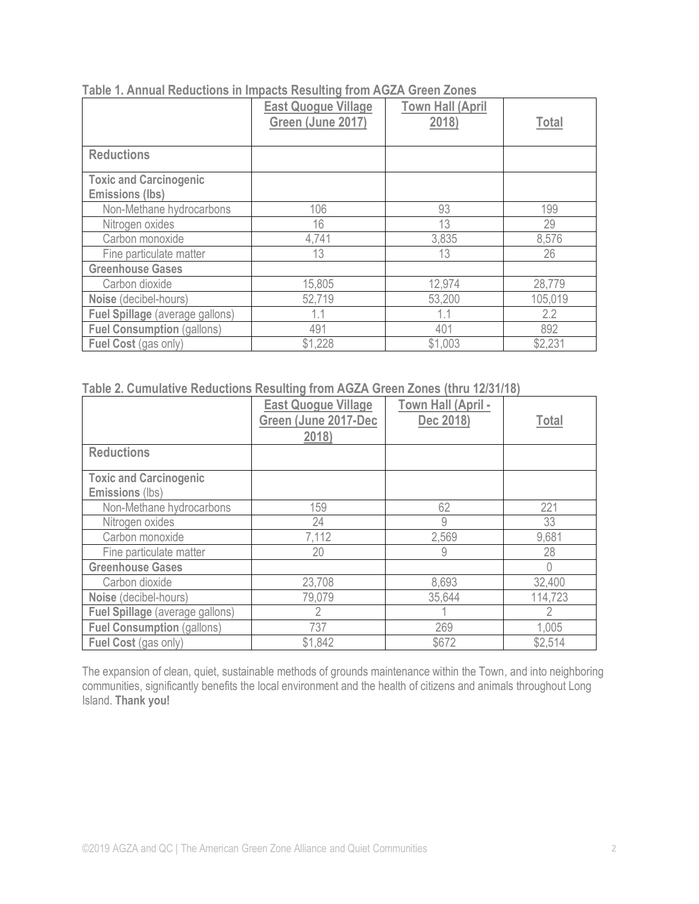**Table 1. Annual Reductions in Impacts Resulting from AGZA Green Zones**

| | East Quogue Village Green (June 2017) | Town Hall (April 2018) | Total |
|---|---|---|---|
| **Reductions** | | | |
| **Toxic and Carcinogenic Emissions (lbs)** | | | |
| Non-Methane hydrocarbons | 106 | 93 | 199 |
| Nitrogen oxides | 16 | 13 | 29 |
| Carbon monoxide | 4,741 | 3,835 | 8,576 |
| Fine particulate matter | 13 | 13 | 26 |
| **Greenhouse Gases** | | | |
| Carbon dioxide | 15,805 | 12,974 | 28,779 |
| **Noise** (decibel-hours) | 52,719 | 53,200 | 105,019 |
| **Fuel Spillage** (average gallons) | 1.1 | 1.1 | 2.2 |
| **Fuel Consumption** (gallons) | 491 | 401 | 892 |
| **Fuel Cost** (gas only) | $1,228 | $1,003 | $2,231 |

**Table 2. Cumulative Reductions Resulting from AGZA Green Zones (thru 12/31/18)**

| | East Quogue Village Green (June 2017-Dec 2018) | Town Hall (April - Dec 2018) | Total |
|---|---|---|---|
| **Reductions** | | | |
| **Toxic and Carcinogenic Emissions** (lbs) | | | |
| Non-Methane hydrocarbons | 159 | 62 | 221 |
| Nitrogen oxides | 24 | 9 | 33 |
| Carbon monoxide | 7,112 | 2,569 | 9,681 |
| Fine particulate matter | 20 | 9 | 28 |
| **Greenhouse Gases** | | | 0 |
| Carbon dioxide | 23,708 | 8,693 | 32,400 |
| **Noise** (decibel-hours) | 79,079 | 35,644 | 114,723 |
| **Fuel Spillage** (average gallons) | 2 | 1 | 2 |
| **Fuel Consumption** (gallons) | 737 | 269 | 1,005 |
| **Fuel Cost** (gas only) | $1,842 | $672 | $2,514 |

The expansion of clean, quiet, sustainable methods of grounds maintenance within the Town, and into neighboring communities, significantly benefits the local environment and the health of citizens and animals throughout Long Island. **Thank you!**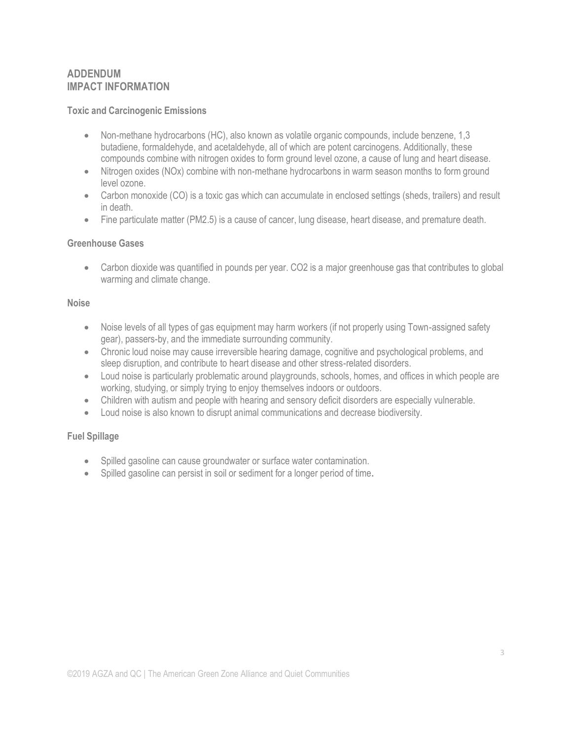## ADDENDUM
## IMPACT INFORMATION

### Toxic and Carcinogenic Emissions

- Non-methane hydrocarbons (HC), also known as volatile organic compounds, include benzene, 1,3 butadiene, formaldehyde, and acetaldehyde, all of which are potent carcinogens. Additionally, these compounds combine with nitrogen oxides to form ground level ozone, a cause of lung and heart disease.
- Nitrogen oxides (NOx) combine with non-methane hydrocarbons in warm season months to form ground level ozone.
- Carbon monoxide (CO) is a toxic gas which can accumulate in enclosed settings (sheds, trailers) and result in death.
- Fine particulate matter (PM2.5) is a cause of cancer, lung disease, heart disease, and premature death.

### Greenhouse Gases

- Carbon dioxide was quantified in pounds per year. $CO_2$ is a major greenhouse gas that contributes to global warming and climate change.

### Noise

- Noise levels of all types of gas equipment may harm workers (if not properly using Town-assigned safety gear), passers-by, and the immediate surrounding community.
- Chronic loud noise may cause irreversible hearing damage, cognitive and psychological problems, and sleep disruption, and contribute to heart disease and other stress-related disorders.
- Loud noise is particularly problematic around playgrounds, schools, homes, and offices in which people are working, studying, or simply trying to enjoy themselves indoors or outdoors.
- Children with autism and people with hearing and sensory deficit disorders are especially vulnerable.
- Loud noise is also known to disrupt animal communications and decrease biodiversity.

### Fuel Spillage

- Spilled gasoline can cause groundwater or surface water contamination.
- Spilled gasoline can persist in soil or sediment for a longer period of time.

©2019 AGZA and QC | The American Green Zone Alliance and Quiet Communities